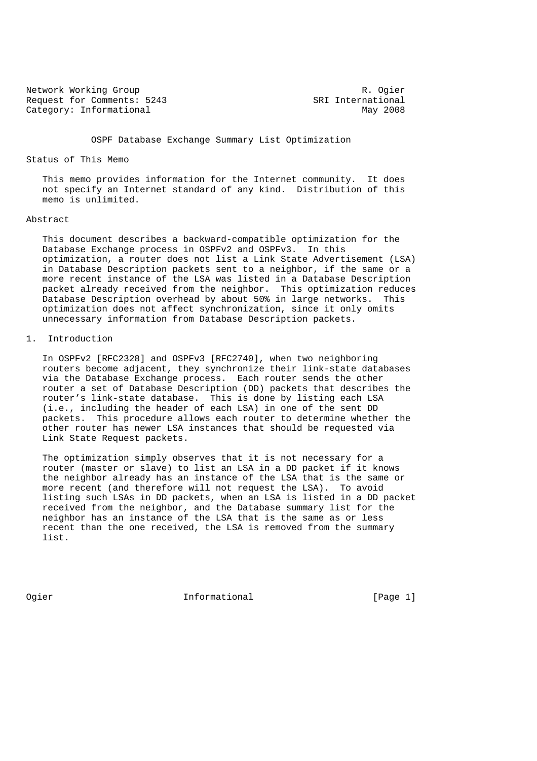Network Working Group R. Ogier
Request for Comments: 5243 SRI International
Category: Informational May 2008

# OSPF Database Exchange Summary List Optimization

## Status of This Memo

This memo provides information for the Internet community. It does not specify an Internet standard of any kind. Distribution of this memo is unlimited.

## Abstract

This document describes a backward-compatible optimization for the Database Exchange process in OSPFv2 and OSPFv3. In this optimization, a router does not list a Link State Advertisement (LSA) in Database Description packets sent to a neighbor, if the same or a more recent instance of the LSA was listed in a Database Description packet already received from the neighbor. This optimization reduces Database Description overhead by about 50% in large networks. This optimization does not affect synchronization, since it only omits unnecessary information from Database Description packets.

## 1. Introduction

In OSPFv2 [RFC2328] and OSPFv3 [RFC2740], when two neighboring routers become adjacent, they synchronize their link-state databases via the Database Exchange process. Each router sends the other router a set of Database Description (DD) packets that describes the router's link-state database. This is done by listing each LSA (i.e., including the header of each LSA) in one of the sent DD packets. This procedure allows each router to determine whether the other router has newer LSA instances that should be requested via Link State Request packets.

The optimization simply observes that it is not necessary for a router (master or slave) to list an LSA in a DD packet if it knows the neighbor already has an instance of the LSA that is the same or more recent (and therefore will not request the LSA). To avoid listing such LSAs in DD packets, when an LSA is listed in a DD packet received from the neighbor, and the Database summary list for the neighbor has an instance of the LSA that is the same as or less recent than the one received, the LSA is removed from the summary list.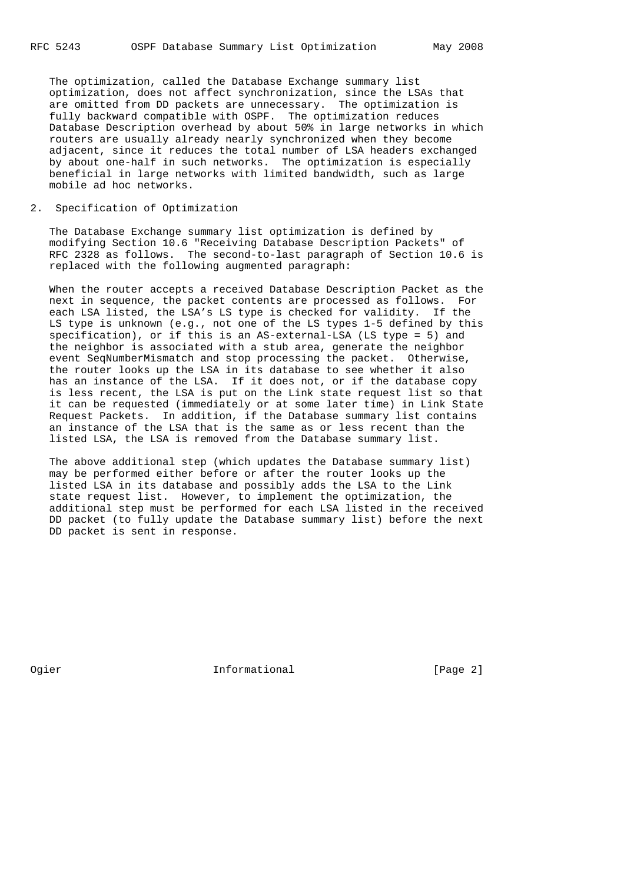The optimization, called the Database Exchange summary list optimization, does not affect synchronization, since the LSAs that are omitted from DD packets are unnecessary. The optimization is fully backward compatible with OSPF. The optimization reduces Database Description overhead by about 50% in large networks in which routers are usually already nearly synchronized when they become adjacent, since it reduces the total number of LSA headers exchanged by about one-half in such networks. The optimization is especially beneficial in large networks with limited bandwidth, such as large mobile ad hoc networks.

## 2. Specification of Optimization

The Database Exchange summary list optimization is defined by modifying Section 10.6 "Receiving Database Description Packets" of RFC 2328 as follows. The second-to-last paragraph of Section 10.6 is replaced with the following augmented paragraph:

When the router accepts a received Database Description Packet as the next in sequence, the packet contents are processed as follows. For each LSA listed, the LSA's LS type is checked for validity. If the LS type is unknown (e.g., not one of the LS types 1-5 defined by this specification), or if this is an AS-external-LSA (LS type = 5) and the neighbor is associated with a stub area, generate the neighbor event SeqNumberMismatch and stop processing the packet. Otherwise, the router looks up the LSA in its database to see whether it also has an instance of the LSA. If it does not, or if the database copy is less recent, the LSA is put on the Link state request list so that it can be requested (immediately or at some later time) in Link State Request Packets. In addition, if the Database summary list contains an instance of the LSA that is the same as or less recent than the listed LSA, the LSA is removed from the Database summary list.

The above additional step (which updates the Database summary list) may be performed either before or after the router looks up the listed LSA in its database and possibly adds the LSA to the Link state request list. However, to implement the optimization, the additional step must be performed for each LSA listed in the received DD packet (to fully update the Database summary list) before the next DD packet is sent in response.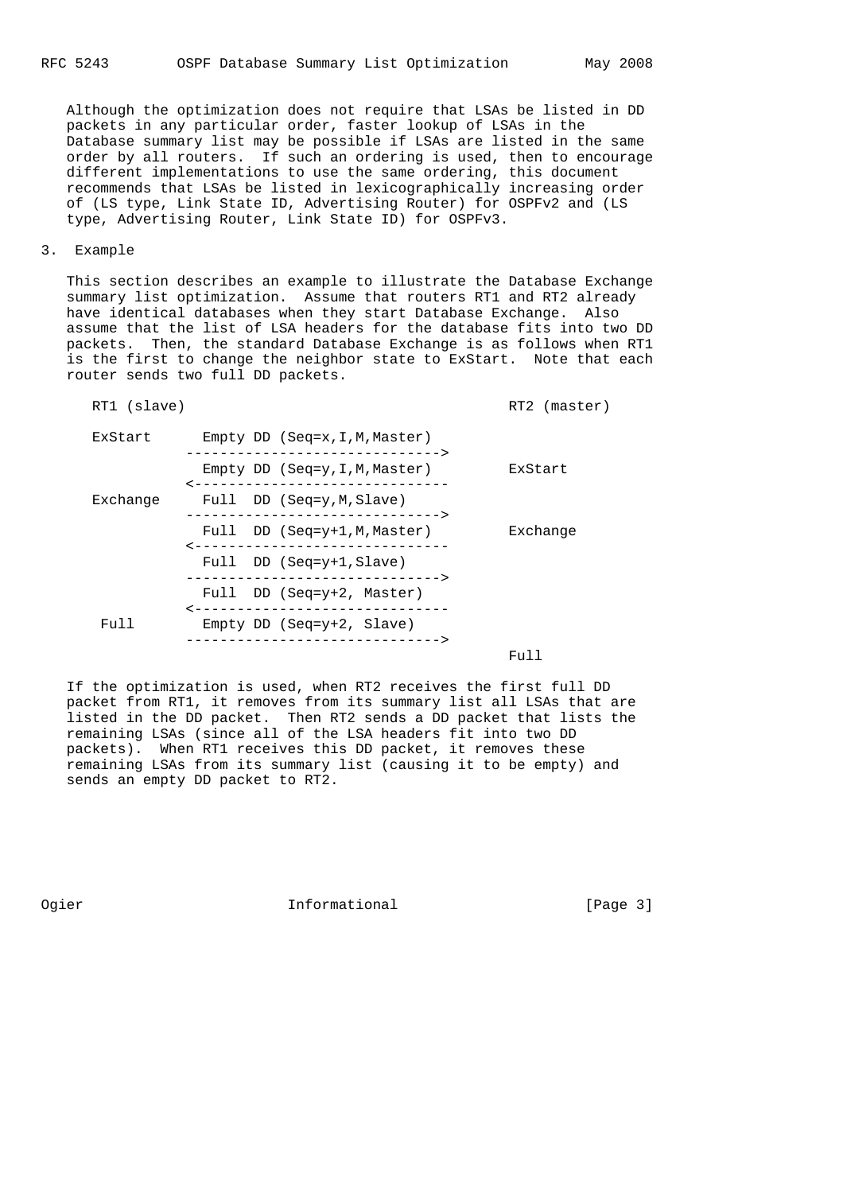Although the optimization does not require that LSAs be listed in DD packets in any particular order, faster lookup of LSAs in the Database summary list may be possible if LSAs are listed in the same order by all routers. If such an ordering is used, then to encourage different implementations to use the same ordering, this document recommends that LSAs be listed in lexicographically increasing order of (LS type, Link State ID, Advertising Router) for OSPFv2 and (LS type, Advertising Router, Link State ID) for OSPFv3.

## 3. Example

This section describes an example to illustrate the Database Exchange summary list optimization. Assume that routers RT1 and RT2 already have identical databases when they start Database Exchange. Also assume that the list of LSA headers for the database fits into two DD packets. Then, the standard Database Exchange is as follows when RT1 is the first to change the neighbor state to ExStart. Note that each router sends two full DD packets.

```
    RT1 (slave)                                     RT2 (master)

    ExStart      Empty DD (Seq=x,I,M,Master)
               ------------------------------>
                 Empty DD (Seq=y,I,M,Master)        ExStart
               <------------------------------
    Exchange     Full  DD (Seq=y,M,Slave)
               ------------------------------>
                 Full  DD (Seq=y+1,M,Master)        Exchange
               <------------------------------
                 Full  DD (Seq=y+1,Slave)
               ------------------------------>
                 Full  DD (Seq=y+2, Master)
               <------------------------------
     Full        Empty DD (Seq=y+2, Slave)
               ------------------------------>
                                                    Full
```

If the optimization is used, when RT2 receives the first full DD packet from RT1, it removes from its summary list all LSAs that are listed in the DD packet. Then RT2 sends a DD packet that lists the remaining LSAs (since all of the LSA headers fit into two DD packets). When RT1 receives this DD packet, it removes these remaining LSAs from its summary list (causing it to be empty) and sends an empty DD packet to RT2.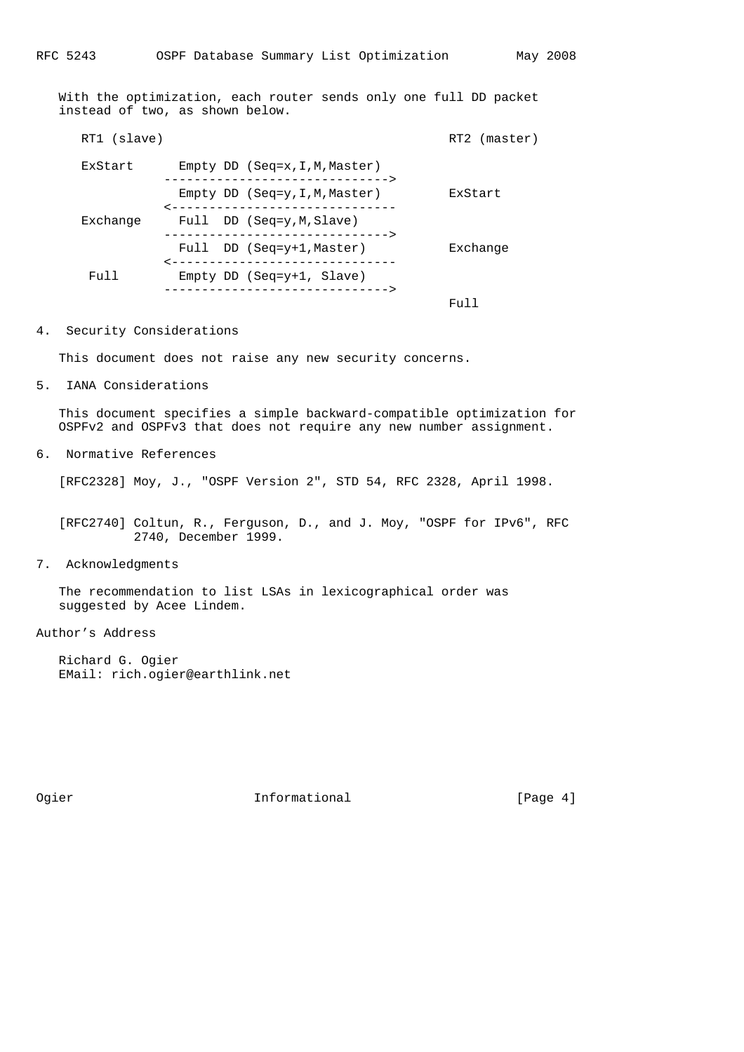With the optimization, each router sends only one full DD packet instead of two, as shown below.

```
     RT1 (slave)                                       RT2 (master)

     ExStart      Empty DD (Seq=x,I,M,Master)
                 ------------------------------>
                  Empty DD (Seq=y,I,M,Master)         ExStart
                 <------------------------------
     Exchange     Full  DD (Seq=y,M,Slave)
                 ------------------------------>
                  Full  DD (Seq=y+1,Master)           Exchange
                 <------------------------------
      Full        Empty DD (Seq=y+1, Slave)
                 ------------------------------>
                                                      Full
```

## 4. Security Considerations

This document does not raise any new security concerns.

## 5. IANA Considerations

This document specifies a simple backward-compatible optimization for OSPFv2 and OSPFv3 that does not require any new number assignment.

## 6. Normative References

[RFC2328] Moy, J., "OSPF Version 2", STD 54, RFC 2328, April 1998.

[RFC2740] Coltun, R., Ferguson, D., and J. Moy, "OSPF for IPv6", RFC 2740, December 1999.

## 7. Acknowledgments

The recommendation to list LSAs in lexicographical order was suggested by Acee Lindem.

## Author's Address

Richard G. Ogier
EMail: rich.ogier@earthlink.net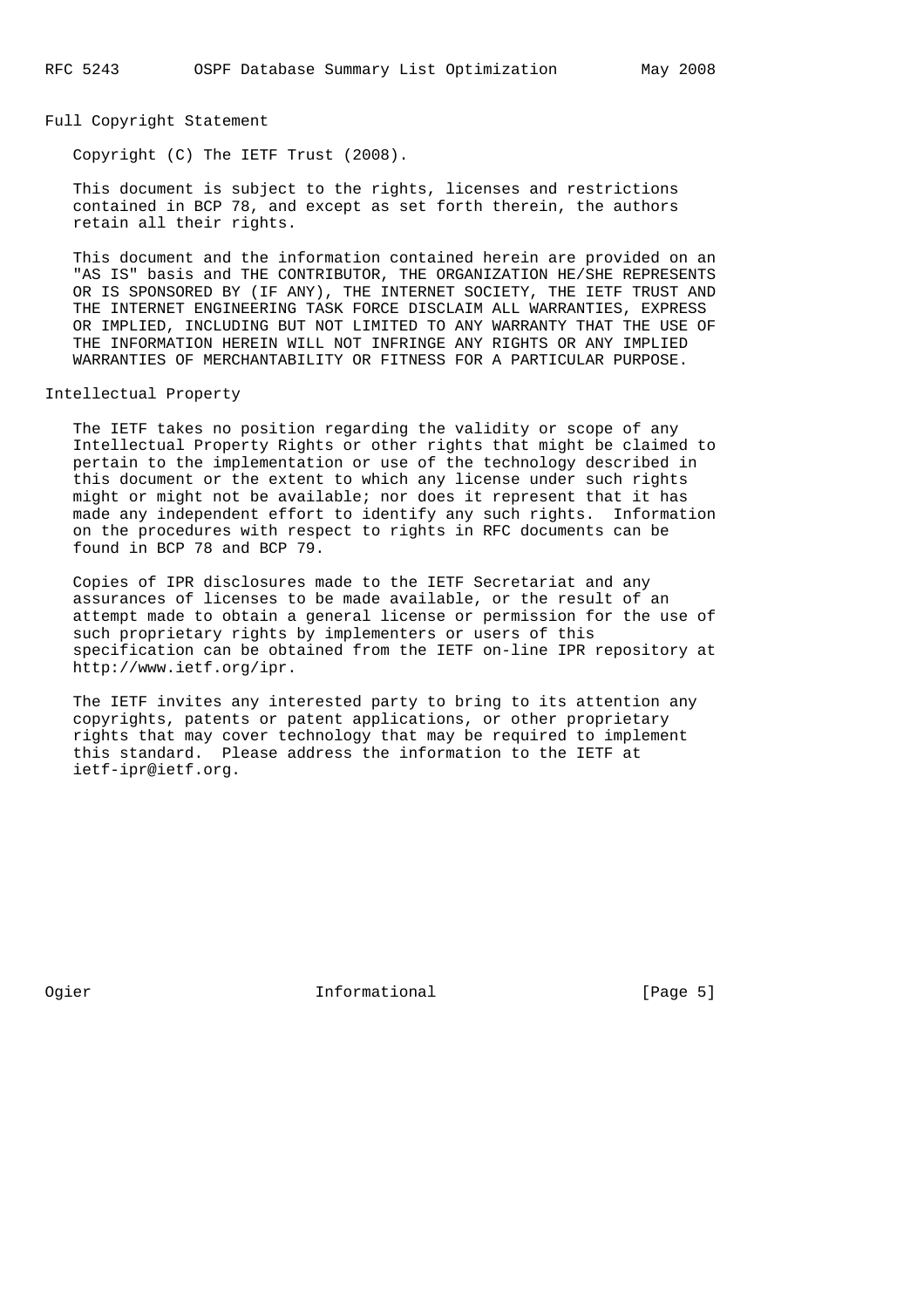## Full Copyright Statement

Copyright (C) The IETF Trust (2008).

This document is subject to the rights, licenses and restrictions contained in BCP 78, and except as set forth therein, the authors retain all their rights.

This document and the information contained herein are provided on an "AS IS" basis and THE CONTRIBUTOR, THE ORGANIZATION HE/SHE REPRESENTS OR IS SPONSORED BY (IF ANY), THE INTERNET SOCIETY, THE IETF TRUST AND THE INTERNET ENGINEERING TASK FORCE DISCLAIM ALL WARRANTIES, EXPRESS OR IMPLIED, INCLUDING BUT NOT LIMITED TO ANY WARRANTY THAT THE USE OF THE INFORMATION HEREIN WILL NOT INFRINGE ANY RIGHTS OR ANY IMPLIED WARRANTIES OF MERCHANTABILITY OR FITNESS FOR A PARTICULAR PURPOSE.

## Intellectual Property

The IETF takes no position regarding the validity or scope of any Intellectual Property Rights or other rights that might be claimed to pertain to the implementation or use of the technology described in this document or the extent to which any license under such rights might or might not be available; nor does it represent that it has made any independent effort to identify any such rights. Information on the procedures with respect to rights in RFC documents can be found in BCP 78 and BCP 79.

Copies of IPR disclosures made to the IETF Secretariat and any assurances of licenses to be made available, or the result of an attempt made to obtain a general license or permission for the use of such proprietary rights by implementers or users of this specification can be obtained from the IETF on-line IPR repository at http://www.ietf.org/ipr.

The IETF invites any interested party to bring to its attention any copyrights, patents or patent applications, or other proprietary rights that may cover technology that may be required to implement this standard. Please address the information to the IETF at ietf-ipr@ietf.org.